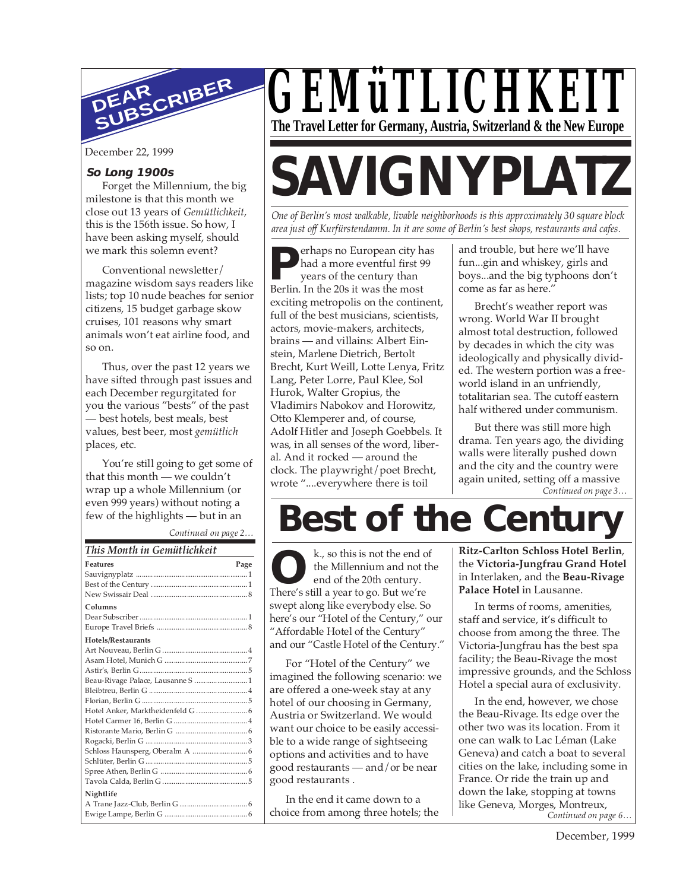# GEMüTLICHKEIT

**The Travel Letter for Germany, Austria, Switzerland & the New Europe**

## DEAR SUBSCRIBER

December 22, 1999

### So Long 1900s

Forget the Millennium, the big milestone is that this month we close out 13 years of *Gemütlichkeit,* this is the 156th issue. So how, I have been asking myself, should we mark this solemn event?

Conventional newsletter/magazine wisdom says readers like lists; top 10 nude beaches for senior citizens, 15 budget garbage skow cruises, 101 reasons why smart animals won't eat airline food, and so on.

Thus, over the past 12 years we have sifted through past issues and each December regurgitated for you the various "bests" of the past — best hotels, best meals, best values, best beer, most *gemütlich* places, etc.

You're still going to get some of that this month — we couldn't wrap up a whole Millennium (or even 999 years) without noting a few of the highlights — but in an

*Continued on page 2…*

### *This Month in Gemütlichkeit*

| Features | Page |
|---|---|
| Sauvignyplatz | 1 |
| Best of the Century | 1 |
| New Swissair Deal | 8 |
| **Columns** | |
| Dear Subscriber | 1 |
| Europe Travel Briefs | 8 |
| **Hotels/Restaurants** | |
| Art Nouveau, Berlin G | 4 |
| Asam Hotel, Munich G | 7 |
| Astir's, Berlin G | 5 |
| Beau-Rivage Palace, Lausanne S | 1 |
| Bleibtreu, Berlin G | 4 |
| Florian, Berlin G | 5 |
| Hotel Anker, Marktheidenfeld G | 6 |
| Hotel Carmer 16, Berlin G | 4 |
| Ristorante Mario, Berlin G | 6 |
| Rogacki, Berlin G | 3 |
| Schloss Haunsperg, Oberalm A | 6 |
| Schlüter, Berlin G | 5 |
| Spree Athen, Berlin G | 6 |
| Tavola Calda, Berlin G | 5 |
| **Nightlife** | |
| A Trane Jazz-Club, Berlin G | 6 |
| Ewige Lampe, Berlin G | 6 |

# SAVIGNYPLATZ

*One of Berlin's most walkable, livable neighborhoods is this approximately 30 square block area just off Kurfürstendamm. In it are some of Berlin's best shops, restaurants and cafes.*

Perhaps no European city has had a more eventful first 99 years of the century than Berlin. In the 20s it was the most exciting metropolis on the continent, full of the best musicians, scientists, actors, movie-makers, architects, brains — and villains: Albert Einstein, Marlene Dietrich, Bertolt Brecht, Kurt Weill, Lotte Lenya, Fritz Lang, Peter Lorre, Paul Klee, Sol Hurok, Walter Gropius, the Vladimirs Nabokov and Horowitz, Otto Klemperer and, of course, Adolf Hitler and Joseph Goebbels. It was, in all senses of the word, liberal. And it rocked — around the clock. The playwright/poet Brecht, wrote "....everywhere there is toil and trouble, but here we'll have fun...gin and whiskey, girls and boys...and the big typhoons don't come as far as here."

Brecht's weather report was wrong. World War II brought almost total destruction, followed by decades in which the city was ideologically and physically divided. The western portion was a free-world island in an unfriendly, totalitarian sea. The cutoff eastern half withered under communism.

But there was still more high drama. Ten years ago, the dividing walls were literally pushed down and the city and the country were again united, setting off a massive

*Continued on page 3…*

# Best of the Century

Ok., so this is not the end of the Millennium and not the end of the 20th century. There's still a year to go. But we're swept along like everybody else. So here's our "Hotel of the Century," our "Affordable Hotel of the Century" and our "Castle Hotel of the Century."

For "Hotel of the Century" we imagined the following scenario: we are offered a one-week stay at any hotel of our choosing in Germany, Austria or Switzerland. We would want our choice to be easily accessible to a wide range of sightseeing options and activities and to have good restaurants — and/or be near good restaurants .

In the end it came down to a choice from among three hotels; the **Ritz-Carlton Schloss Hotel Berlin**, the **Victoria-Jungfrau Grand Hotel** in Interlaken, and the **Beau-Rivage Palace Hotel** in Lausanne.

In terms of rooms, amenities, staff and service, it's difficult to choose from among the three. The Victoria-Jungfrau has the best spa facility; the Beau-Rivage the most impressive grounds, and the Schloss Hotel a special aura of exclusivity.

In the end, however, we chose the Beau-Rivage. Its edge over the other two was its location. From it one can walk to Lac Léman (Lake Geneva) and catch a boat to several cities on the lake, including some in France. Or ride the train up and down the lake, stopping at towns like Geneva, Morges, Montreux,

*Continued on page 6…*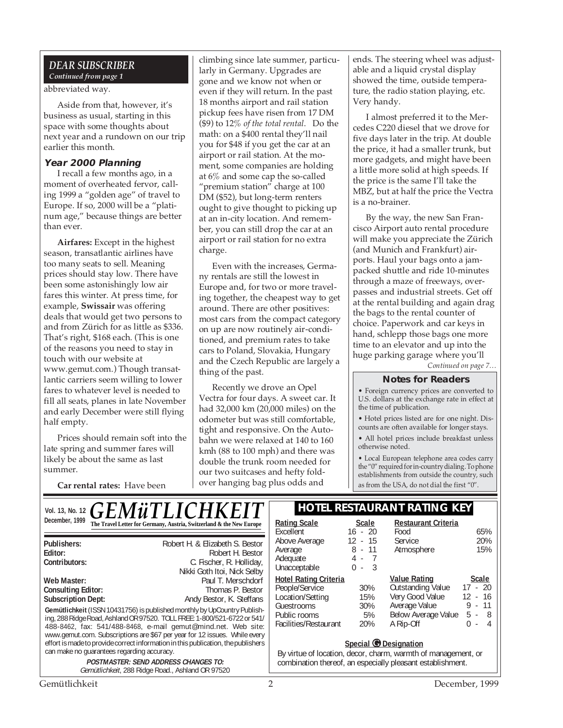## DEAR SUBSCRIBER

*Continued from page 1*

abbreviated way.

Aside from that, however, it's business as usual, starting in this space with some thoughts about next year and a rundown on our trip earlier this month.

### Year 2000 Planning

I recall a few months ago, in a moment of overheated fervor, calling 1999 a "golden age" of travel to Europe. If so, 2000 will be a "platinum age," because things are better than ever.

**Airfares:** Except in the highest season, transatlantic airlines have too many seats to sell. Meaning prices should stay low. There have been some astonishingly low air fares this winter. At press time, for example, **Swissair** was offering deals that would get two persons to and from Zürich for as little as $336. That's right, $168 each. (This is one of the reasons you need to stay in touch with our website at www.gemut.com.) Though transatlantic carriers seem willing to lower fares to whatever level is needed to fill all seats, planes in late November and early December were still flying half empty.

Prices should remain soft into the late spring and summer fares will likely be about the same as last summer.

**Car rental rates:** Have been climbing since late summer, particularly in Germany. Upgrades are gone and we know not when or even if they will return. In the past 18 months airport and rail station pickup fees have risen from 17 DM ($9) to 12% *of the total rental*. Do the math: on a $400 rental they'll nail you for $48 if you get the car at an airport or rail station. At the moment, some companies are holding at 6% and some cap the so-called "premium station" charge at 100 DM ($52), but long-term renters ought to give thought to picking up at an in-city location. And remember, you can still drop the car at an airport or rail station for no extra charge.

Even with the increases, Germany rentals are still the lowest in Europe and, for two or more traveling together, the cheapest way to get around. There are other positives: most cars from the compact category on up are now routinely air-conditioned, and premium rates to take cars to Poland, Slovakia, Hungary and the Czech Republic are largely a thing of the past.

Recently we drove an Opel Vectra for four days. A sweet car. It had 32,000 km (20,000 miles) on the odometer but was still comfortable, tight and responsive. On the Autobahn we were relaxed at 140 to 160 kmh (88 to 100 mph) and there was double the trunk room needed for our two suitcases and hefty fold-over hanging bag plus odds and ends. The steering wheel was adjustable and a liquid crystal display showed the time, outside temperature, the radio station playing, etc. Very handy.

I almost preferred it to the Mercedes C220 diesel that we drove for five days later in the trip. At double the price, it had a smaller trunk, but more gadgets, and might have been a little more solid at high speeds. If the price is the same I'll take the MBZ, but at half the price the Vectra is a no-brainer.

By the way, the new San Francisco Airport auto rental procedure will make you appreciate the Zürich (and Munich and Frankfurt) airports. Haul your bags onto a jam-packed shuttle and ride 10-minutes through a maze of freeways, overpasses and industrial streets. Get off at the rental building and again drag the bags to the rental counter of choice. Paperwork and car keys in hand, schlepp those bags one more time to an elevator and up into the huge parking garage where you'll

*Continued on page 7…*

### Notes for Readers

- Foreign currency prices are converted to U.S. dollars at the exchange rate in effect at the time of publication.
- Hotel prices listed are for one night. Discounts are often available for longer stays.
- All hotel prices include breakfast unless otherwise noted.
- Local European telephone area codes carry the "0" required for in-country dialing. To phone establishments from outside the country, such as from the USA, do not dial the first "0".

---

**Vol. 13, No. 12**
**December, 1999**

# GEMüTLICHKEIT

**The Travel Letter for Germany, Austria, Switzerland & the New Europe**

| | |
|---|---|
| **Publishers:** | Robert H. & Elizabeth S. Bestor |
| **Editor:** | Robert H. Bestor |
| **Contributors:** | C. Fischer, R. Holliday, Nikki Goth Itoi, Nick Selby |
| **Web Master:** | Paul T. Merschdorf |
| **Consulting Editor:** | Thomas P. Bestor |
| **Subscription Dept:** | Andy Bestor, K. Steffans |

**Gemütlichkeit** (ISSN 10431756) is published monthly by UpCountry Publishing, 288 Ridge Road, Ashland OR 97520. TOLL FREE: 1-800/521-6722 or 541/488-8462, fax: 541/488-8468, e-mail gemut@mind.net. Web site: www.gemut.com. Subscriptions are $67 per year for 12 issues. While every effort is made to provide correct information in this publication, the publishers can make no guarantees regarding accuracy.

**POSTMASTER: SEND ADDRESS CHANGES TO:**
*Gemütlichkeit*, 288 Ridge Road., Ashland OR 97520

### HOTEL RESTAURANT RATING KEY

| Rating Scale | Scale |
|---|---|
| Excellent | 16 - 20 |
| Above Average | 12 - 15 |
| Average | 8 - 11 |
| Adequate | 4 - 7 |
| Unacceptable | 0 - 3 |

| Hotel Rating Criteria | |
|---|---|
| People/Service | 30% |
| Location/Setting | 15% |
| Guestrooms | 30% |
| Public rooms | 5% |
| Facilities/Restaurant | 20% |

| Restaurant Criteria | |
|---|---|
| Food | 65% |
| Service | 20% |
| Atmosphere | 15% |

| Value Rating | Scale |
|---|---|
| Outstanding Value | 17 - 20 |
| Very Good Value | 12 - 16 |
| Average Value | 9 - 11 |
| Below Average Value | 5 - 8 |
| A Rip-Off | 0 - 4 |

**Special G Designation**

By virtue of location, decor, charm, warmth of management, or combination thereof, an especially pleasant establishment.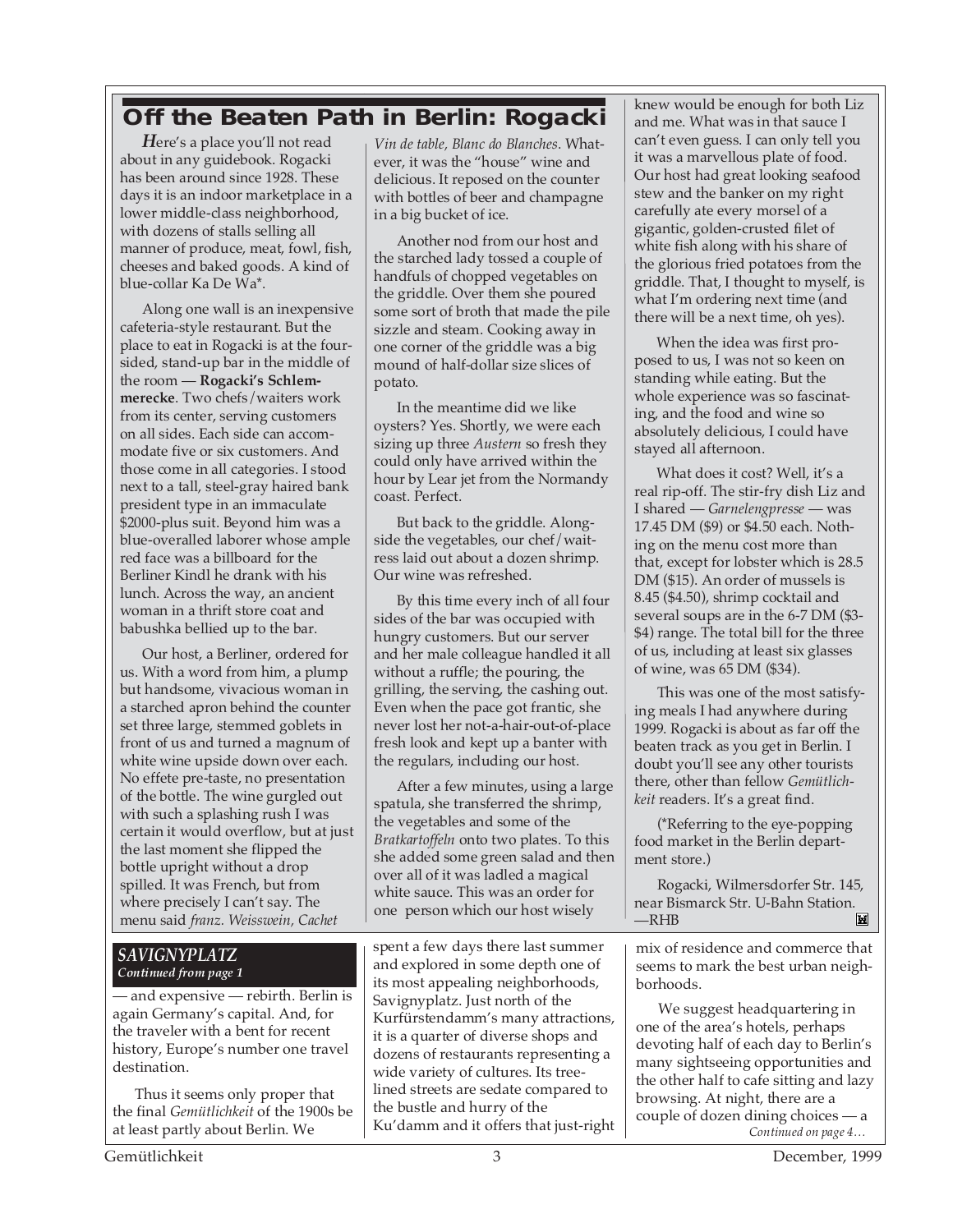## Off the Beaten Path in Berlin: Rogacki

*H*ere's a place you'll not read about in any guidebook. Rogacki has been around since 1928. These days it is an indoor marketplace in a lower middle-class neighborhood, with dozens of stalls selling all manner of produce, meat, fowl, fish, cheeses and baked goods. A kind of blue-collar Ka De Wa*.

Along one wall is an inexpensive cafeteria-style restaurant. But the place to eat in Rogacki is at the four-sided, stand-up bar in the middle of the room — **Rogacki's Schlemmerecke**. Two chefs/waiters work from its center, serving customers on all sides. Each side can accommodate five or six customers. And those come in all categories. I stood next to a tall, steel-gray haired bank president type in an immaculate $2000-plus suit. Beyond him was a blue-overalled laborer whose ample red face was a billboard for the Berliner Kindl he drank with his lunch. Across the way, an ancient woman in a thrift store coat and babushka bellied up to the bar.

Our host, a Berliner, ordered for us. With a word from him, a plump but handsome, vivacious woman in a starched apron behind the counter set three large, stemmed goblets in front of us and turned a magnum of white wine upside down over each. No effete pre-taste, no presentation of the bottle. The wine gurgled out with such a splashing rush I was certain it would overflow, but at just the last moment she flipped the bottle upright without a drop spilled. It was French, but from where precisely I can't say. The menu said *franz. Weisswein, Cachet Vin de table, Blanc do Blanches*. Whatever, it was the "house" wine and delicious. It reposed on the counter with bottles of beer and champagne in a big bucket of ice.

Another nod from our host and the starched lady tossed a couple of handfuls of chopped vegetables on the griddle. Over them she poured some sort of broth that made the pile sizzle and steam. Cooking away in one corner of the griddle was a big mound of half-dollar size slices of potato.

In the meantime did we like oysters? Yes. Shortly, we were each sizing up three *Austern* so fresh they could only have arrived within the hour by Lear jet from the Normandy coast. Perfect.

But back to the griddle. Alongside the vegetables, our chef/waitress laid out about a dozen shrimp. Our wine was refreshed.

By this time every inch of all four sides of the bar was occupied with hungry customers. But our server and her male colleague handled it all without a ruffle; the pouring, the grilling, the serving, the cashing out. Even when the pace got frantic, she never lost her not-a-hair-out-of-place fresh look and kept up a banter with the regulars, including our host.

After a few minutes, using a large spatula, she transferred the shrimp, the vegetables and some of the *Bratkartoffeln* onto two plates. To this she added some green salad and then over all of it was ladled a magical white sauce. This was an order for one person which our host wisely knew would be enough for both Liz and me. What was in that sauce I can't even guess. I can only tell you it was a marvellous plate of food. Our host had great looking seafood stew and the banker on my right carefully ate every morsel of a gigantic, golden-crusted filet of white fish along with his share of the glorious fried potatoes from the griddle. That, I thought to myself, is what I'm ordering next time (and there will be a next time, oh yes).

When the idea was first proposed to us, I was not so keen on standing while eating. But the whole experience was so fascinating, and the food and wine so absolutely delicious, I could have stayed all afternoon.

What does it cost? Well, it's a real rip-off. The stir-fry dish Liz and I shared — *Garnelengpresse* — was 17.45 DM ($9) or $4.50 each. Nothing on the menu cost more than that, except for lobster which is 28.5 DM ($15). An order of mussels is 8.45 ($4.50), shrimp cocktail and several soups are in the 6-7 DM ($3-$4) range. The total bill for the three of us, including at least six glasses of wine, was 65 DM ($34).

This was one of the most satisfying meals I had anywhere during 1999. Rogacki is about as far off the beaten track as you get in Berlin. I doubt you'll see any other tourists there, other than fellow *Gemütlichkeit* readers. It's a great find.

(*Referring to the eye-popping food market in the Berlin department store.)

Rogacki, Wilmersdorfer Str. 145, near Bismarck Str. U-Bahn Station.
—RHB

### *SAVIGNYPLATZ*
***Continued from page 1***

— and expensive — rebirth. Berlin is again Germany's capital. And, for the traveler with a bent for recent history, Europe's number one travel destination.

Thus it seems only proper that the final *Gemütlichkeit* of the 1900s be at least partly about Berlin. We spent a few days there last summer and explored in some depth one of its most appealing neighborhoods, Savignyplatz. Just north of the Kurfürstendamm's many attractions, it is a quarter of diverse shops and dozens of restaurants representing a wide variety of cultures. Its tree-lined streets are sedate compared to the bustle and hurry of the Ku'damm and it offers that just-right mix of residence and commerce that seems to mark the best urban neighborhoods.

We suggest headquartering in one of the area's hotels, perhaps devoting half of each day to Berlin's many sightseeing opportunities and the other half to cafe sitting and lazy browsing. At night, there are a couple of dozen dining choices — a

*Continued on page 4…*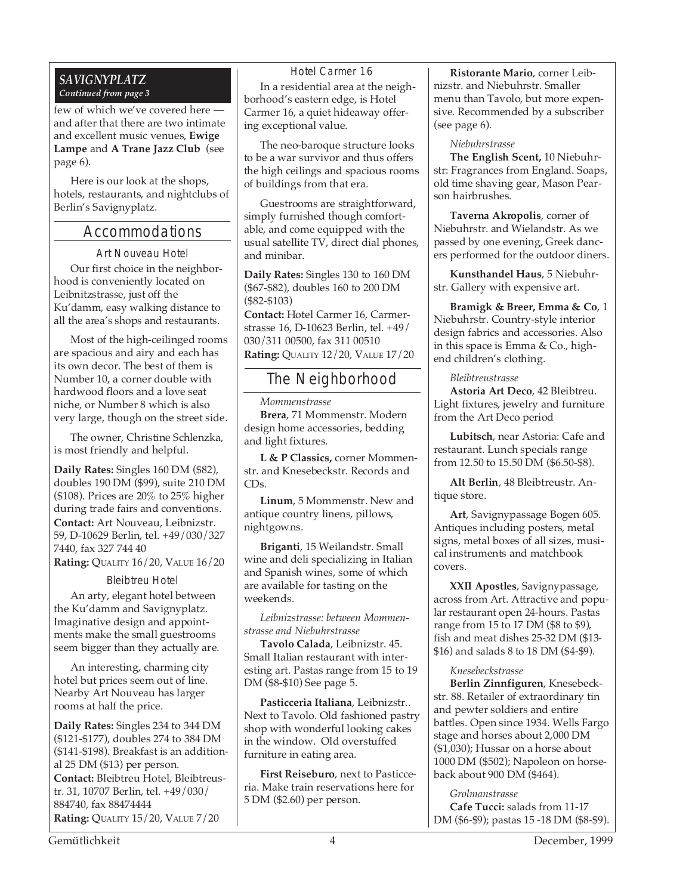## SAVIGNYPLATZ

*Continued from page 3*

few of which we've covered here — and after that there are two intimate and excellent music venues, **Ewige Lampe** and **A Trane Jazz Club** (see page 6).

Here is our look at the shops, hotels, restaurants, and nightclubs of Berlin's Savignyplatz.

## Accommodations

### Art Nouveau Hotel

Our first choice in the neighborhood is conveniently located on Leibnitzstrasse, just off the Ku'damm, easy walking distance to all the area's shops and restaurants.

Most of the high-ceilinged rooms are spacious and airy and each has its own decor. The best of them is Number 10, a corner double with hardwood floors and a love seat niche, or Number 8 which is also very large, though on the street side.

The owner, Christine Schlenzka, is most friendly and helpful.

**Daily Rates:** Singles 160 DM ($82), doubles 190 DM ($99), suite 210 DM ($108). Prices are 20% to 25% higher during trade fairs and conventions.
**Contact:** Art Nouveau, Leibnizstr. 59, D-10629 Berlin, tel. +49/030/327 7440, fax 327 744 40
**Rating:** QUALITY 16/20, VALUE 16/20

### Bleibtreu Hotel

An arty, elegant hotel between the Ku'damm and Savignyplatz. Imaginative design and appointments make the small guestrooms seem bigger than they actually are.

An interesting, charming city hotel but prices seem out of line. Nearby Art Nouveau has larger rooms at half the price.

**Daily Rates:** Singles 234 to 344 DM ($121-$177), doubles 274 to 384 DM ($141-$198). Breakfast is an additional 25 DM ($13) per person.
**Contact:** Bleibtreu Hotel, Bleibtreustr. 31, 10707 Berlin, tel. +49/030/884740, fax 88474444
**Rating:** QUALITY 15/20, VALUE 7/20

### Hotel Carmer 16

In a residential area at the neighborhood's eastern edge, is Hotel Carmer 16, a quiet hideaway offering exceptional value.

The neo-baroque structure looks to be a war survivor and thus offers the high ceilings and spacious rooms of buildings from that era.

Guestrooms are straightforward, simply furnished though comfortable, and come equipped with the usual satellite TV, direct dial phones, and minibar.

**Daily Rates:** Singles 130 to 160 DM ($67-$82), doubles 160 to 200 DM ($82-$103)
**Contact:** Hotel Carmer 16, Carmerstrasse 16, D-10623 Berlin, tel. +49/030/311 00500, fax 311 00510
**Rating:** QUALITY 12/20, VALUE 17/20

## The Neighborhood

*Mommenstrasse*

**Brera**, 71 Mommenstr. Modern design home accessories, bedding and light fixtures.

**L & P Classics,** corner Mommenstr. and Knesebeckstr. Records and CDs.

**Linum**, 5 Mommenstr. New and antique country linens, pillows, nightgowns.

**Briganti**, 15 Weilandstr. Small wine and deli specializing in Italian and Spanish wines, some of which are available for tasting on the weekends.

*Leibnizstrasse: between Mommenstrasse and Niebuhrstrasse*

**Tavolo Calada**, Leibnizstr. 45. Small Italian restaurant with interesting art. Pastas range from 15 to 19 DM ($8-$10) See page 5.

**Pasticceria Italiana**, Leibnizstr.. Next to Tavolo. Old fashioned pastry shop with wonderful looking cakes in the window. Old overstuffed furniture in eating area.

**First Reiseburo**, next to Pasticceria. Make train reservations here for 5 DM ($2.60) per person.

**Ristorante Mario**, corner Leibnizstr. and Niebuhrstr. Smaller menu than Tavolo, but more expensive. Recommended by a subscriber (see page 6).

*Niebuhrstrasse*

**The English Scent,** 10 Niebuhrstr: Fragrances from England. Soaps, old time shaving gear, Mason Pearson hairbrushes.

**Taverna Akropolis**, corner of Niebuhrstr. and Wielandstr. As we passed by one evening, Greek dancers performed for the outdoor diners.

**Kunsthandel Haus**, 5 Niebuhrstr. Gallery with expensive art.

**Bramigk & Breer, Emma & Co**, 1 Niebuhrstr. Country-style interior design fabrics and accessories. Also in this space is Emma & Co., high-end children's clothing.

*Bleibtreustrasse*

**Astoria Art Deco**, 42 Bleibtreu. Light fixtures, jewelry and furniture from the Art Deco period

**Lubitsch**, near Astoria: Cafe and restaurant. Lunch specials range from 12.50 to 15.50 DM ($6.50-$8).

**Alt Berlin**, 48 Bleibtreustr. Antique store.

**Art**, Savignypassage Bogen 605. Antiques including posters, metal signs, metal boxes of all sizes, musical instruments and matchbook covers.

**XXII Apostles**, Savignypassage, across from Art. Attractive and popular restaurant open 24-hours. Pastas range from 15 to 17 DM ($8 to $9), fish and meat dishes 25-32 DM ($13-$16) and salads 8 to 18 DM ($4-$9).

*Knesebeckstrasse*

**Berlin Zinnfiguren**, Knesebeckstr. 88. Retailer of extraordinary tin and pewter soldiers and entire battles. Open since 1934. Wells Fargo stage and horses about 2,000 DM ($1,030); Hussar on a horse about 1000 DM ($502); Napoleon on horseback about 900 DM ($464).

*Grolmanstrasse*

**Cafe Tucci:** salads from 11-17 DM ($6-$9); pastas 15 -18 DM ($8-$9).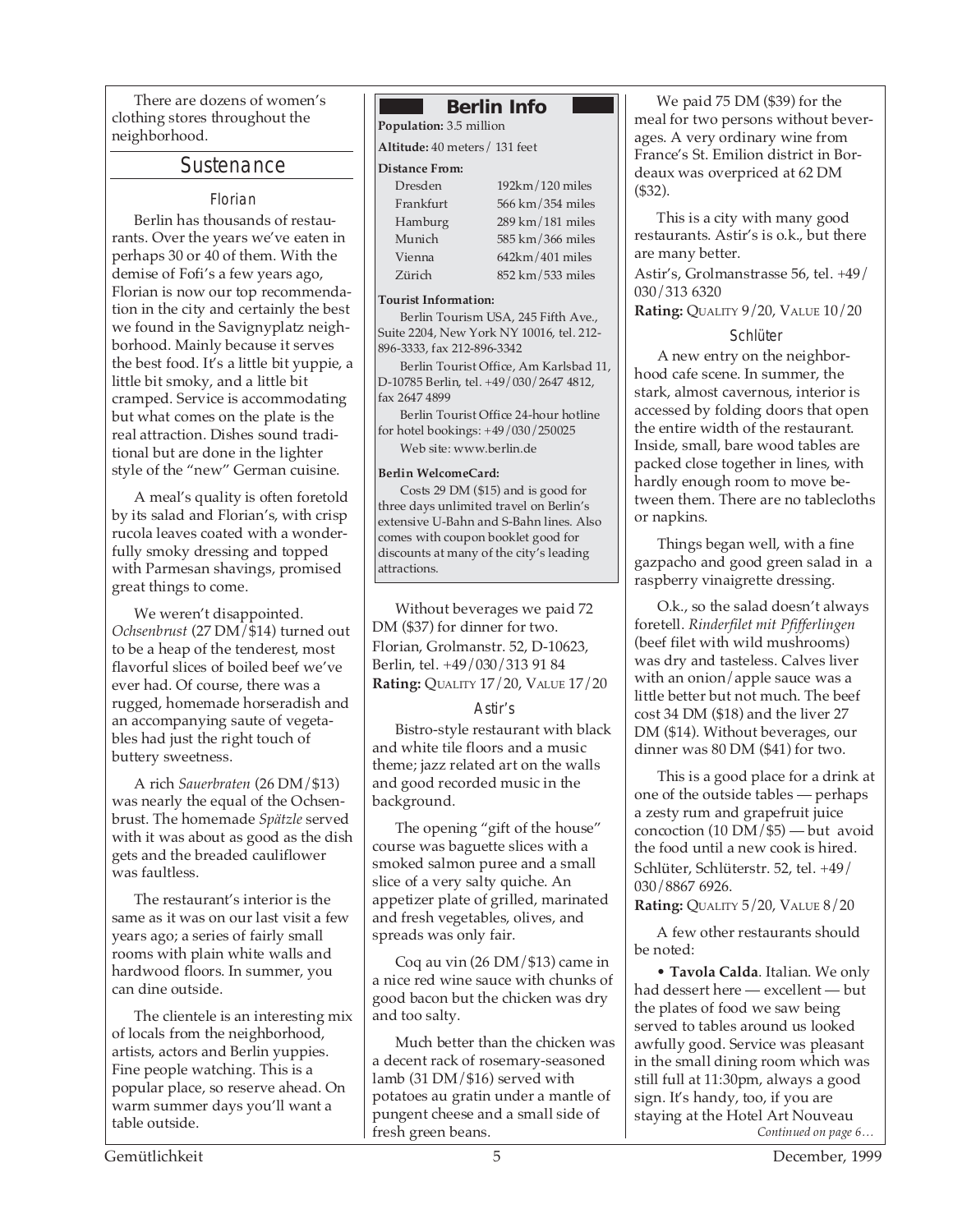There are dozens of women's clothing stores throughout the neighborhood.

## Sustenance

### Florian

Berlin has thousands of restaurants. Over the years we've eaten in perhaps 30 or 40 of them. With the demise of Fofi's a few years ago, Florian is now our top recommendation in the city and certainly the best we found in the Savignyplatz neighborhood. Mainly because it serves the best food. It's a little bit yuppie, a little bit smoky, and a little bit cramped. Service is accommodating but what comes on the plate is the real attraction. Dishes sound traditional but are done in the lighter style of the "new" German cuisine.

A meal's quality is often foretold by its salad and Florian's, with crisp rucola leaves coated with a wonderfully smoky dressing and topped with Parmesan shavings, promised great things to come.

We weren't disappointed. *Ochsenbrust* (27 DM/$14) turned out to be a heap of the tenderest, most flavorful slices of boiled beef we've ever had. Of course, there was a rugged, homemade horseradish and an accompanying saute of vegetables had just the right touch of buttery sweetness.

A rich *Sauerbraten* (26 DM/$13) was nearly the equal of the Ochsenbrust. The homemade *Spätzle* served with it was about as good as the dish gets and the breaded cauliflower was faultless.

The restaurant's interior is the same as it was on our last visit a few years ago; a series of fairly small rooms with plain white walls and hardwood floors. In summer, you can dine outside.

The clientele is an interesting mix of locals from the neighborhood, artists, actors and Berlin yuppies. Fine people watching. This is a popular place, so reserve ahead. On warm summer days you'll want a table outside.

Without beverages we paid 72 DM ($37) for dinner for two.
Florian, Grolmanstr. 52, D-10623, Berlin, tel. +49/030/313 91 84
**Rating:** QUALITY 17/20, VALUE 17/20

### Astir's

Bistro-style restaurant with black and white tile floors and a music theme; jazz related art on the walls and good recorded music in the background.

The opening "gift of the house" course was baguette slices with a smoked salmon puree and a small slice of a very salty quiche. An appetizer plate of grilled, marinated and fresh vegetables, olives, and spreads was only fair.

Coq au vin (26 DM/$13) came in a nice red wine sauce with chunks of good bacon but the chicken was dry and too salty.

Much better than the chicken was a decent rack of rosemary-seasoned lamb (31 DM/$16) served with potatoes au gratin under a mantle of pungent cheese and a small side of fresh green beans.

We paid 75 DM ($39) for the meal for two persons without beverages. A very ordinary wine from France's St. Emilion district in Bordeaux was overpriced at 62 DM ($32).

This is a city with many good restaurants. Astir's is o.k., but there are many better.
Astir's, Grolmanstrasse 56, tel. +49/030/313 6320
**Rating:** QUALITY 9/20, VALUE 10/20

### Schlüter

A new entry on the neighborhood cafe scene. In summer, the stark, almost cavernous, interior is accessed by folding doors that open the entire width of the restaurant. Inside, small, bare wood tables are packed close together in lines, with hardly enough room to move between them. There are no tablecloths or napkins.

Things began well, with a fine gazpacho and good green salad in a raspberry vinaigrette dressing.

O.k., so the salad doesn't always foretell. *Rinderfilet mit Pfifferlingen* (beef filet with wild mushrooms) was dry and tasteless. Calves liver with an onion/apple sauce was a little better but not much. The beef cost 34 DM ($18) and the liver 27 DM ($14). Without beverages, our dinner was 80 DM ($41) for two.

This is a good place for a drink at one of the outside tables — perhaps a zesty rum and grapefruit juice concoction (10 DM/$5) — but avoid the food until a new cook is hired.
Schlüter, Schlüterstr. 52, tel. +49/030/8867 6926.
**Rating:** QUALITY 5/20, VALUE 8/20

A few other restaurants should be noted:

• **Tavola Calda**. Italian. We only had dessert here — excellent — but the plates of food we saw being served to tables around us looked awfully good. Service was pleasant in the small dining room which was still full at 11:30pm, always a good sign. It's handy, too, if you are staying at the Hotel Art Nouveau

*Continued on page 6…*

---

## Berlin Info

**Population:** 3.5 million

**Altitude:** 40 meters / 131 feet

**Distance From:**

| | |
|---|---|
| Dresden | 192km/120 miles |
| Frankfurt | 566 km/354 miles |
| Hamburg | 289 km/181 miles |
| Munich | 585 km/366 miles |
| Vienna | 642km/401 miles |
| Zürich | 852 km/533 miles |

**Tourist Information:**

Berlin Tourism USA, 245 Fifth Ave., Suite 2204, New York NY 10016, tel. 212-896-3333, fax 212-896-3342

Berlin Tourist Office, Am Karlsbad 11, D-10785 Berlin, tel. +49/030/2647 4812, fax 2647 4899

Berlin Tourist Office 24-hour hotline for hotel bookings: +49/030/250025

Web site: www.berlin.de

**Berlin WelcomeCard:**

Costs 29 DM ($15) and is good for three days unlimited travel on Berlin's extensive U-Bahn and S-Bahn lines. Also comes with coupon booklet good for discounts at many of the city's leading attractions.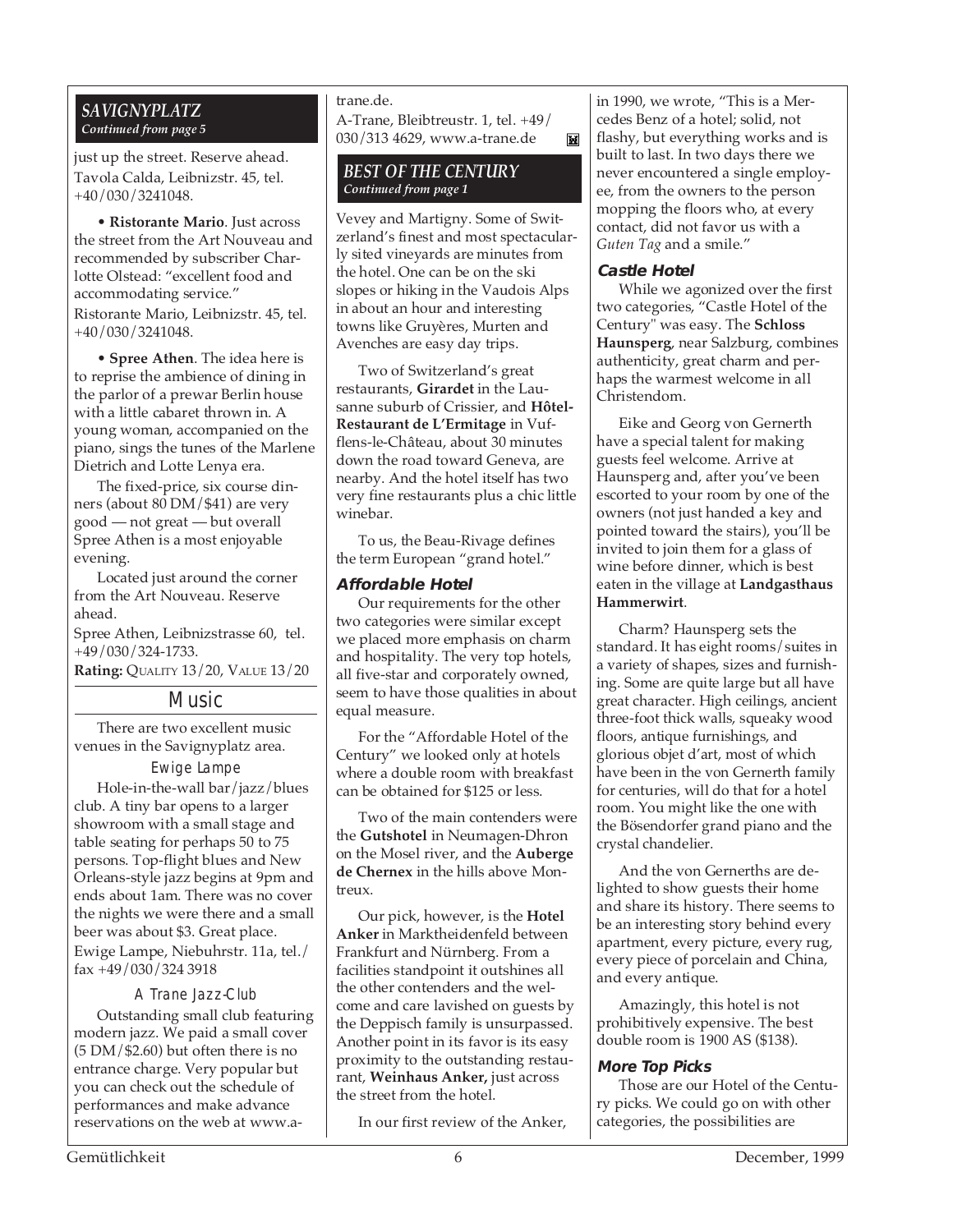*SAVIGNYPLATZ*
*Continued from page 5*

just up the street. Reserve ahead.
Tavola Calda, Leibnizstr. 45, tel. +40/030/3241048.

• **Ristorante Mario**. Just across the street from the Art Nouveau and recommended by subscriber Charlotte Olstead: "excellent food and accommodating service."
Ristorante Mario, Leibnizstr. 45, tel. +40/030/3241048.

• **Spree Athen**. The idea here is to reprise the ambience of dining in the parlor of a prewar Berlin house with a little cabaret thrown in. A young woman, accompanied on the piano, sings the tunes of the Marlene Dietrich and Lotte Lenya era.

The fixed-price, six course dinners (about 80 DM/$41) are very good — not great — but overall Spree Athen is a most enjoyable evening.

Located just around the corner from the Art Nouveau. Reserve ahead.
Spree Athen, Leibnizstrasse 60, tel. +49/030/324-1733.
**Rating:** QUALITY 13/20, VALUE 13/20

## Music

There are two excellent music venues in the Savignyplatz area.

### Ewige Lampe

Hole-in-the-wall bar/jazz/blues club. A tiny bar opens to a larger showroom with a small stage and table seating for perhaps 50 to 75 persons. Top-flight blues and New Orleans-style jazz begins at 9pm and ends about 1am. There was no cover the nights we were there and a small beer was about $3. Great place.
Ewige Lampe, Niebuhrstr. 11a, tel./fax +49/030/324 3918

### A Trane Jazz-Club

Outstanding small club featuring modern jazz. We paid a small cover (5 DM/$2.60) but often there is no entrance charge. Very popular but you can check out the schedule of performances and make advance reservations on the web at www.a-trane.de.
A-Trane, Bleibtreustr. 1, tel. +49/030/313 4629, www.a-trane.de

*BEST OF THE CENTURY*
*Continued from page 1*

Vevey and Martigny. Some of Switzerland's finest and most spectacularly sited vineyards are minutes from the hotel. One can be on the ski slopes or hiking in the Vaudois Alps in about an hour and interesting towns like Gruyères, Murten and Avenches are easy day trips.

Two of Switzerland's great restaurants, **Girardet** in the Lausanne suburb of Crissier, and **Hôtel-Restaurant de L'Ermitage** in Vufflens-le-Château, about 30 minutes down the road toward Geneva, are nearby. And the hotel itself has two very fine restaurants plus a chic little winebar.

To us, the Beau-Rivage defines the term European "grand hotel."

### Affordable Hotel

Our requirements for the other two categories were similar except we placed more emphasis on charm and hospitality. The very top hotels, all five-star and corporately owned, seem to have those qualities in about equal measure.

For the "Affordable Hotel of the Century" we looked only at hotels where a double room with breakfast can be obtained for $125 or less.

Two of the main contenders were the **Gutshotel** in Neumagen-Dhron on the Mosel river, and the **Auberge de Chernex** in the hills above Montreux.

Our pick, however, is the **Hotel Anker** in Marktheidenfeld between Frankfurt and Nürnberg. From a facilities standpoint it outshines all the other contenders and the welcome and care lavished on guests by the Deppisch family is unsurpassed. Another point in its favor is its easy proximity to the outstanding restaurant, **Weinhaus Anker,** just across the street from the hotel.

In our first review of the Anker, in 1990, we wrote, "This is a Mercedes Benz of a hotel; solid, not flashy, but everything works and is built to last. In two days there we never encountered a single employee, from the owners to the person mopping the floors who, at every contact, did not favor us with a *Guten Tag* and a smile."

### Castle Hotel

While we agonized over the first two categories, "Castle Hotel of the Century" was easy. The **Schloss Haunsperg**, near Salzburg, combines authenticity, great charm and perhaps the warmest welcome in all Christendom.

Eike and Georg von Gernerth have a special talent for making guests feel welcome. Arrive at Haunsperg and, after you've been escorted to your room by one of the owners (not just handed a key and pointed toward the stairs), you'll be invited to join them for a glass of wine before dinner, which is best eaten in the village at **Landgasthaus Hammerwirt**.

Charm? Haunsperg sets the standard. It has eight rooms/suites in a variety of shapes, sizes and furnishing. Some are quite large but all have great character. High ceilings, ancient three-foot thick walls, squeaky wood floors, antique furnishings, and glorious objet d'art, most of which have been in the von Gernerth family for centuries, will do that for a hotel room. You might like the one with the Bösendorfer grand piano and the crystal chandelier.

And the von Gernerths are delighted to show guests their home and share its history. There seems to be an interesting story behind every apartment, every picture, every rug, every piece of porcelain and China, and every antique.

Amazingly, this hotel is not prohibitively expensive. The best double room is 1900 AS ($138).

### More Top Picks

Those are our Hotel of the Century picks. We could go on with other categories, the possibilities are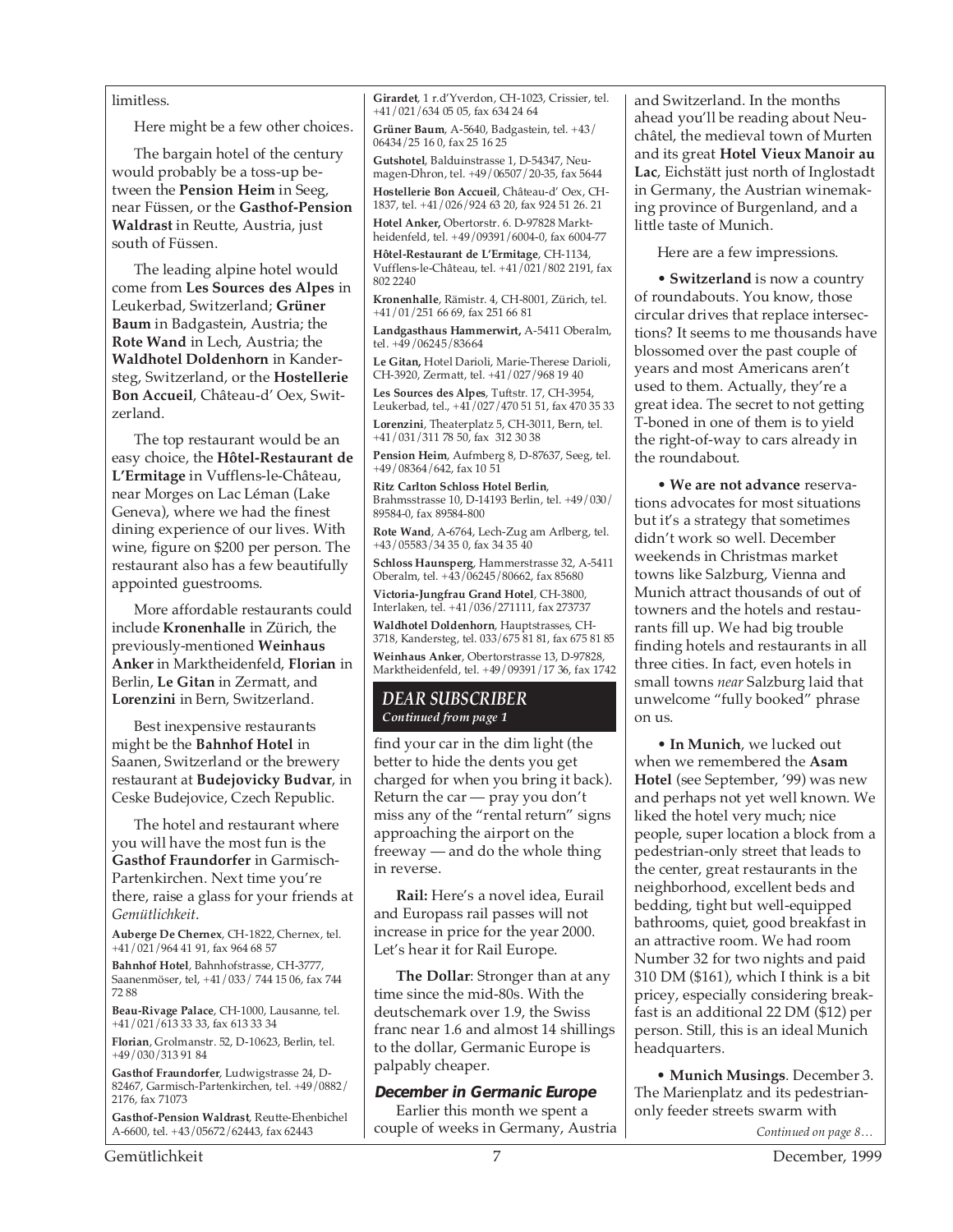limitless.

Here might be a few other choices.

The bargain hotel of the century would probably be a toss-up between the **Pension Heim** in Seeg, near Füssen, or the **Gasthof-Pension Waldrast** in Reutte, Austria, just south of Füssen.

The leading alpine hotel would come from **Les Sources des Alpes** in Leukerbad, Switzerland; **Grüner Baum** in Badgastein, Austria; the **Rote Wand** in Lech, Austria; the **Waldhotel Doldenhorn** in Kandersteg, Switzerland, or the **Hostellerie Bon Accueil**, Château-d' Oex, Switzerland.

The top restaurant would be an easy choice, the **Hôtel-Restaurant de L'Ermitage** in Vufflens-le-Château, near Morges on Lac Léman (Lake Geneva), where we had the finest dining experience of our lives. With wine, figure on $200 per person. The restaurant also has a few beautifully appointed guestrooms.

More affordable restaurants could include **Kronenhalle** in Zürich, the previously-mentioned **Weinhaus Anker** in Marktheidenfeld, **Florian** in Berlin, **Le Gitan** in Zermatt, and **Lorenzini** in Bern, Switzerland.

Best inexpensive restaurants might be the **Bahnhof Hotel** in Saanen, Switzerland or the brewery restaurant at **Budejovicky Budvar**, in Ceske Budejovice, Czech Republic.

The hotel and restaurant where you will have the most fun is the **Gasthof Fraundorfer** in Garmisch-Partenkirchen. Next time you're there, raise a glass for your friends at *Gemütlichkeit*.

**Auberge De Chernex**, CH-1822, Chernex, tel. +41/021/964 41 91, fax 964 68 57

**Bahnhof Hotel**, Bahnhofstrasse, CH-3777, Saanenmöser, tel, +41/033/ 744 15 06, fax 744 72 88

**Beau-Rivage Palace**, CH-1000, Lausanne, tel. +41/021/613 33 33, fax 613 33 34

**Florian**, Grolmanstr. 52, D-10623, Berlin, tel. +49/030/313 91 84

**Gasthof Fraundorfer**, Ludwigstrasse 24, D-82467, Garmisch-Partenkirchen, tel. +49/0882/ 2176, fax 71073

**Gasthof-Pension Waldrast**, Reutte-Ehenbichel A-6600, tel. +43/05672/62443, fax 62443

**Girardet**, 1 r.d'Yverdon, CH-1023, Crissier, tel. +41/021/634 05 05, fax 634 24 64

**Grüner Baum**, A-5640, Badgastein, tel. +43/ 06434/25 16 0, fax 25 16 25

**Gutshotel**, Balduinstrasse 1, D-54347, Neumagen-Dhron, tel. +49/06507/20-35, fax 5644

**Hostellerie Bon Accueil**, Château-d' Oex, CH-1837, tel. +41/026/924 63 20, fax 924 51 26. 21

**Hotel Anker,** Obertorstr. 6. D-97828 Marktheidenfeld, tel. +49/09391/6004-0, fax 6004-77

**Hôtel-Restaurant de L'Ermitage**, CH-1134, Vufflens-le-Château, tel. +41/021/802 2191, fax 802 2240

**Kronenhalle**, Rämistr. 4, CH-8001, Zürich, tel. +41/01/251 66 69, fax 251 66 81

**Landgasthaus Hammerwirt,** A-5411 Oberalm, tel. +49/06245/83664

**Le Gitan,** Hotel Darioli, Marie-Therese Darioli, CH-3920, Zermatt, tel. +41/027/968 19 40

**Les Sources des Alpes**, Tuftstr. 17, CH-3954, Leukerbad, tel., +41/027/470 51 51, fax 470 35 33

**Lorenzini**, Theaterplatz 5, CH-3011, Bern, tel. +41/031/311 78 50, fax 312 30 38

**Pension Heim**, Aufmberg 8, D-87637, Seeg, tel. +49/08364/642, fax 10 51

**Ritz Carlton Schloss Hotel Berlin**, Brahmsstrasse 10, D-14193 Berlin, tel. +49/030/ 89584-0, fax 89584-800

**Rote Wand**, A-6764, Lech-Zug am Arlberg, tel. +43/05583/34 35 0, fax 34 35 40

**Schloss Haunsperg**, Hammerstrasse 32, A-5411 Oberalm, tel. +43/06245/80662, fax 85680

**Victoria-Jungfrau Grand Hotel**, CH-3800, Interlaken, tel. +41/036/271111, fax 273737

**Waldhotel Doldenhorn**, Hauptstrasses, CH-3718, Kandersteg, tel. 033/675 81 81, fax 675 81 85

**Weinhaus Anker**, Obertorstrasse 13, D-97828, Marktheidenfeld, tel. +49/09391/17 36, fax 1742

## *DEAR SUBSCRIBER*

***Continued from page 1***

find your car in the dim light (the better to hide the dents you get charged for when you bring it back). Return the car — pray you don't miss any of the "rental return" signs approaching the airport on the freeway — and do the whole thing in reverse.

**Rail:** Here's a novel idea, Eurail and Europass rail passes will not increase in price for the year 2000. Let's hear it for Rail Europe.

**The Dollar**: Stronger than at any time since the mid-80s. With the deutschemark over 1.9, the Swiss franc near 1.6 and almost 14 shillings to the dollar, Germanic Europe is palpably cheaper.

### *December in Germanic Europe*

Earlier this month we spent a couple of weeks in Germany, Austria and Switzerland. In the months ahead you'll be reading about Neuchâtel, the medieval town of Murten and its great **Hotel Vieux Manoir au Lac**, Eichstätt just north of Inglostadt in Germany, the Austrian winemaking province of Burgenland, and a little taste of Munich.

Here are a few impressions.

• **Switzerland** is now a country of roundabouts. You know, those circular drives that replace intersections? It seems to me thousands have blossomed over the past couple of years and most Americans aren't used to them. Actually, they're a great idea. The secret to not getting T-boned in one of them is to yield the right-of-way to cars already in the roundabout.

• **We are not advance** reservations advocates for most situations but it's a strategy that sometimes didn't work so well. December weekends in Christmas market towns like Salzburg, Vienna and Munich attract thousands of out of towners and the hotels and restaurants fill up. We had big trouble finding hotels and restaurants in all three cities. In fact, even hotels in small towns *near* Salzburg laid that unwelcome "fully booked" phrase on us.

• **In Munich**, we lucked out when we remembered the **Asam Hotel** (see September, '99) was new and perhaps not yet well known. We liked the hotel very much; nice people, super location a block from a pedestrian-only street that leads to the center, great restaurants in the neighborhood, excellent beds and bedding, tight but well-equipped bathrooms, quiet, good breakfast in an attractive room. We had room Number 32 for two nights and paid 310 DM ($161), which I think is a bit pricey, especially considering breakfast is an additional 22 DM ($12) per person. Still, this is an ideal Munich headquarters.

• **Munich Musings**. December 3. The Marienplatz and its pedestrian-only feeder streets swarm with

*Continued on page 8…*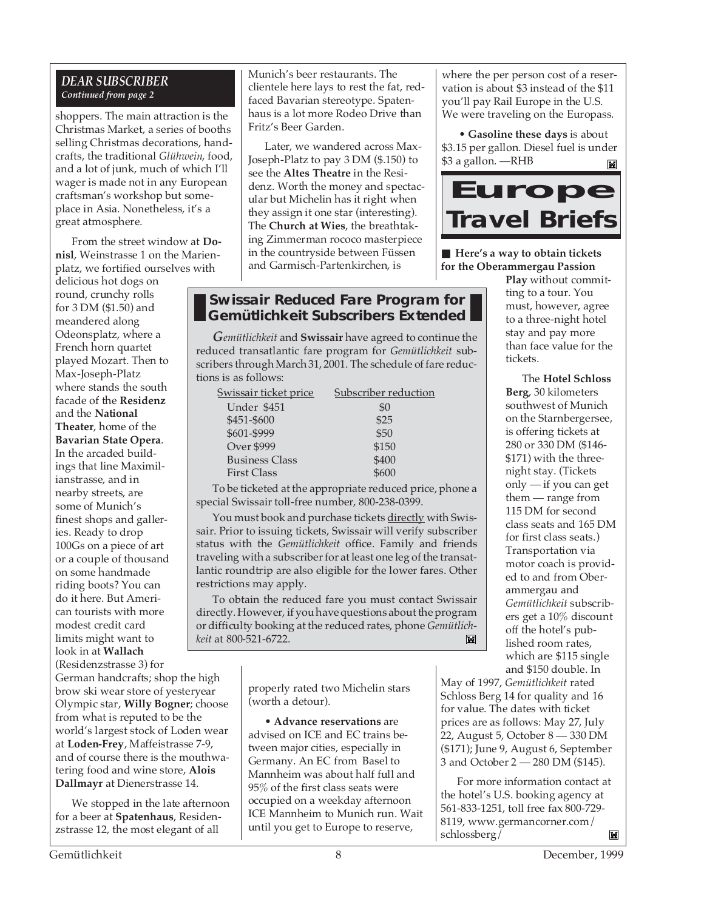### *DEAR SUBSCRIBER*

*Continued from page 2*

shoppers. The main attraction is the Christmas Market, a series of booths selling Christmas decorations, handcrafts, the traditional *Glühwein*, food, and a lot of junk, much of which I'll wager is made not in any European craftsman's workshop but someplace in Asia. Nonetheless, it's a great atmosphere.

From the street window at **Donisl**, Weinstrasse 1 on the Marienplatz, we fortified ourselves with delicious hot dogs on round, crunchy rolls for 3 DM ($1.50) and meandered along Odeonsplatz, where a French horn quartet played Mozart. Then to Max-Joseph-Platz where stands the south facade of the **Residenz** and the **National Theater**, home of the **Bavarian State Opera**. In the arcaded buildings that line Maximilianstrasse, and in nearby streets, are some of Munich's finest shops and galleries. Ready to drop 100Gs on a piece of art or a couple of thousand on some handmade riding boots? You can do it here. But American tourists with more modest credit card limits might want to look in at **Wallach** (Residenzstrasse 3) for German handcrafts; shop the high brow ski wear store of yesteryear Olympic star, **Willy Bogner**; choose from what is reputed to be the world's largest stock of Loden wear at **Loden-Frey**, Maffeistrasse 7-9, and of course there is the mouthwatering food and wine store, **Alois Dallmayr** at Dienerstrasse 14.

We stopped in the late afternoon for a beer at **Spatenhaus**, Residenzstrasse 12, the most elegant of all Munich's beer restaurants. The clientele here lays to rest the fat, red-faced Bavarian stereotype. Spatenhaus is a lot more Rodeo Drive than Fritz's Beer Garden.

Later, we wandered across Max-Joseph-Platz to pay 3 DM ($.150) to see the **Altes Theatre** in the Residenz. Worth the money and spectacular but Michelin has it right when they assign it one star (interesting). The **Church at Wies**, the breathtaking Zimmerman rococo masterpiece in the countryside between Füssen and Garmisch-Partenkirchen, is properly rated two Michelin stars (worth a detour).

• **Advance reservations** are advised on ICE and EC trains between major cities, especially in Germany. An EC from Basel to Mannheim was about half full and 95% of the first class seats were occupied on a weekday afternoon ICE Mannheim to Munich run. Wait until you get to Europe to reserve, where the per person cost of a reservation is about $3 instead of the $11 you'll pay Rail Europe in the U.S. We were traveling on the Europass.

• **Gasoline these days** is about $3.15 per gallon. Diesel fuel is under $3 a gallon. —RHB

## Swissair Reduced Fare Program for Gemütlichkeit Subscribers Extended

***Gemütlichkeit*** and **Swissair** have agreed to continue the reduced transatlantic fare program for *Gemütlichkeit* subscribers through March 31, 2001. The schedule of fare reductions is as follows:

| Swissair ticket price | Subscriber reduction |
|---|---|
| Under $451 | $0 |
| $451-$600 | $25 |
| $601-$999 | $50 |
| Over $999 | $150 |
| Business Class | $400 |
| First Class | $600 |

To be ticketed at the appropriate reduced price, phone a special Swissair toll-free number, 800-238-0399.

You must book and purchase tickets directly with Swissair. Prior to issuing tickets, Swissair will verify subscriber status with the *Gemütlichkeit* office. Family and friends traveling with a subscriber for at least one leg of the transatlantic roundtrip are also eligible for the lower fares. Other restrictions may apply.

To obtain the reduced fare you must contact Swissair directly. However, if you have questions about the program or difficulty booking at the reduced rates, phone *Gemütlichkeit* at 800-521-6722.

# Europe Travel Briefs

■ **Here's a way to obtain tickets for the Oberammergau Passion Play** without committing to a tour. You must, however, agree to a three-night hotel stay and pay more than face value for the tickets.

The **Hotel Schloss Berg**, 30 kilometers southwest of Munich on the Starnbergersee, is offering tickets at 280 or 330 DM ($146-$171) with the three-night stay. (Tickets only — if you can get them — range from 115 DM for second class seats and 165 DM for first class seats.) Transportation via motor coach is provided to and from Oberammergau and *Gemütlichkeit* subscribers get a 10% discount off the hotel's published room rates, which are $115 single and $150 double. In May of 1997, *Gemütlichkeit* rated Schloss Berg 14 for quality and 16 for value. The dates with ticket prices are as follows: May 27, July 22, August 5, October 8 — 330 DM ($171); June 9, August 6, September 3 and October 2 — 280 DM ($145).

For more information contact at the hotel's U.S. booking agency at 561-833-1251, toll free fax 800-729-8119, www.germancorner.com/schlossberg/